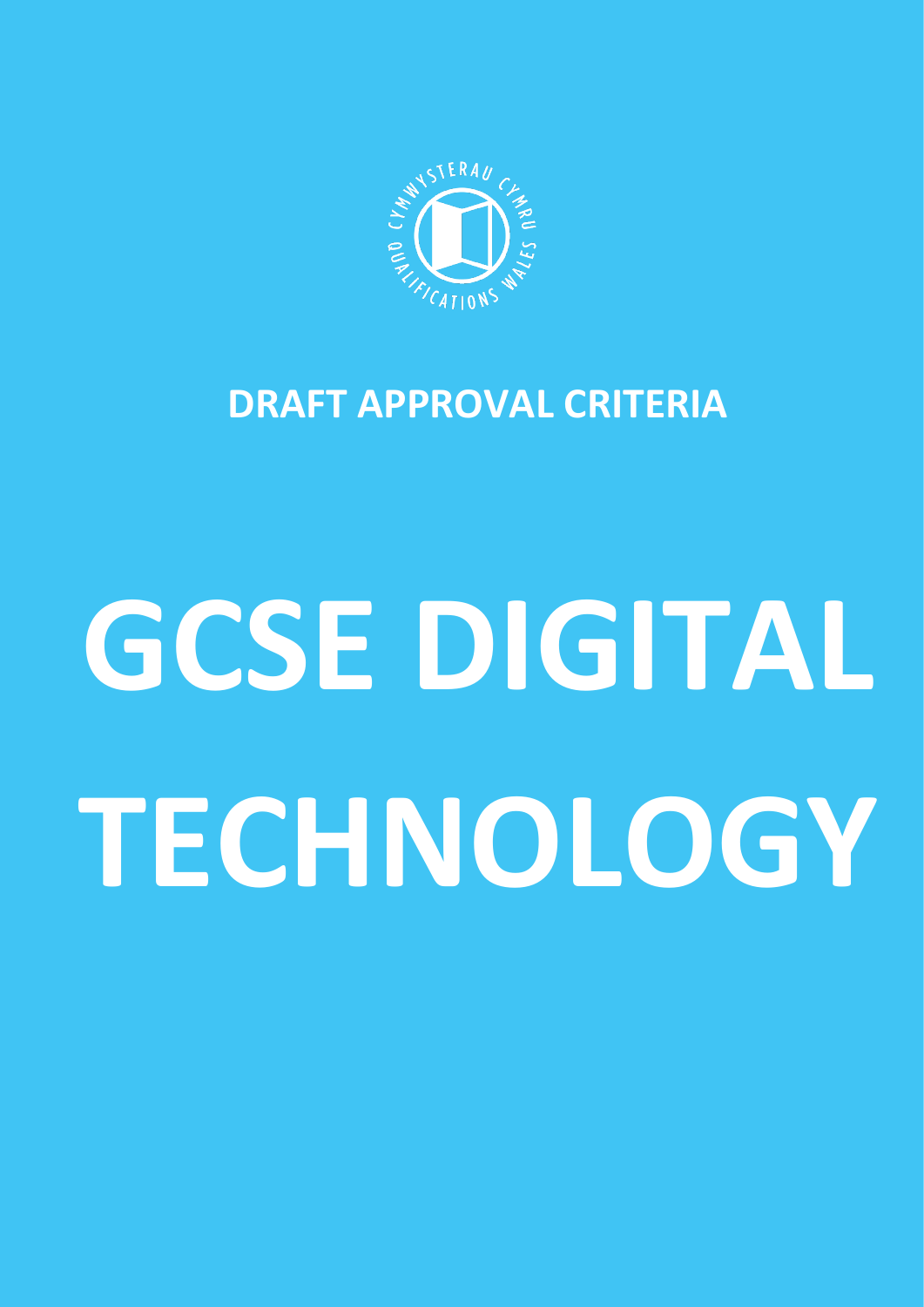CYMWYSTERAU CYMRU QUALIFICATIONS WALES

## DRAFT APPROVAL CRITERIA

# GCSE DIGITAL TECHNOLOGY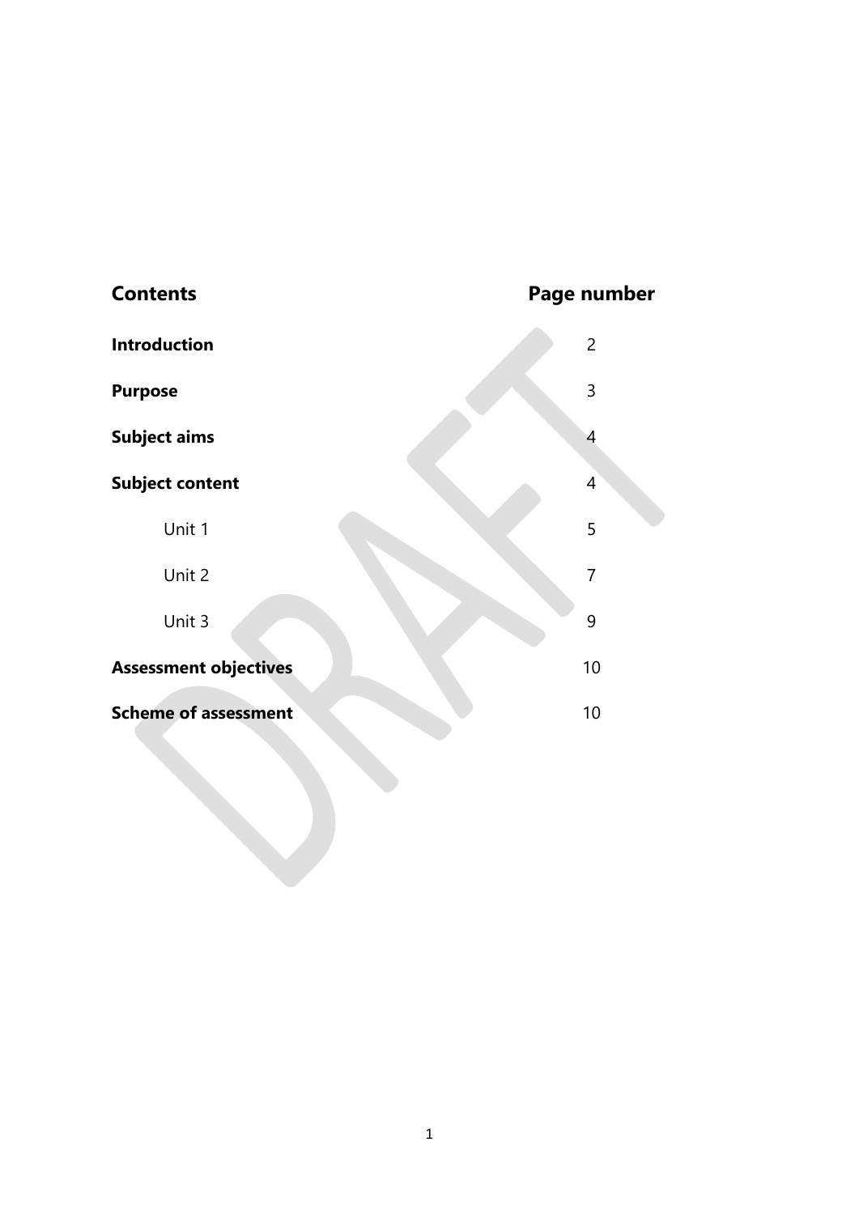| Contents | Page number |
| --- | --- |
| **Introduction** | 2 |
| **Purpose** | 3 |
| **Subject aims** | 4 |
| **Subject content** | 4 |
| Unit 1 | 5 |
| Unit 2 | 7 |
| Unit 3 | 9 |
| **Assessment objectives** | 10 |
| **Scheme of assessment** | 10 |

DRAFT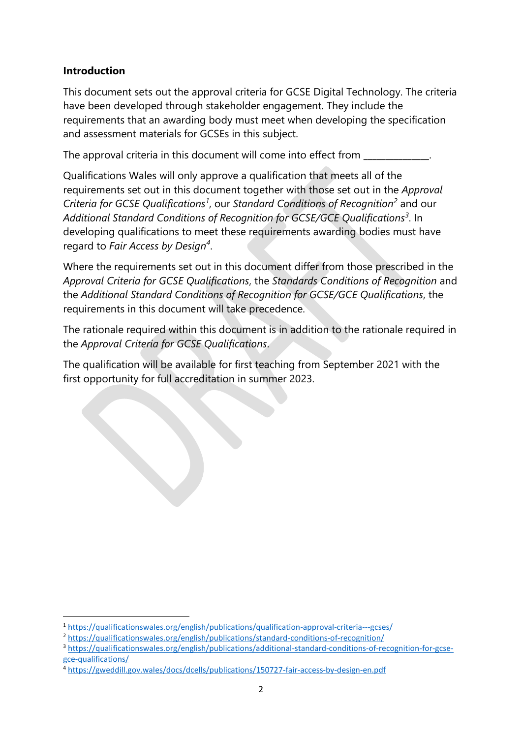**Introduction**

This document sets out the approval criteria for GCSE Digital Technology. The criteria have been developed through stakeholder engagement. They include the requirements that an awarding body must meet when developing the specification and assessment materials for GCSEs in this subject.

The approval criteria in this document will come into effect from _____________.

Qualifications Wales will only approve a qualification that meets all of the requirements set out in this document together with those set out in the *Approval Criteria for GCSE Qualifications*[1], our *Standard Conditions of Recognition*[2] and our *Additional Standard Conditions of Recognition for GCSE/GCE Qualifications*[3]. In developing qualifications to meet these requirements awarding bodies must have regard to *Fair Access by Design*[4].

Where the requirements set out in this document differ from those prescribed in the *Approval Criteria for GCSE Qualifications*, the *Standards Conditions of Recognition* and the *Additional Standard Conditions of Recognition for GCSE/GCE Qualifications*, the requirements in this document will take precedence.

The rationale required within this document is in addition to the rationale required in the *Approval Criteria for GCSE Qualifications*.

The qualification will be available for first teaching from September 2021 with the first opportunity for full accreditation in summer 2023.

---

[1] https://qualificationswales.org/english/publications/qualification-approval-criteria---gcses/

[2] https://qualificationswales.org/english/publications/standard-conditions-of-recognition/

[3] https://qualificationswales.org/english/publications/additional-standard-conditions-of-recognition-for-gcse-gce-qualifications/

[4] https://gweddill.gov.wales/docs/dcells/publications/150727-fair-access-by-design-en.pdf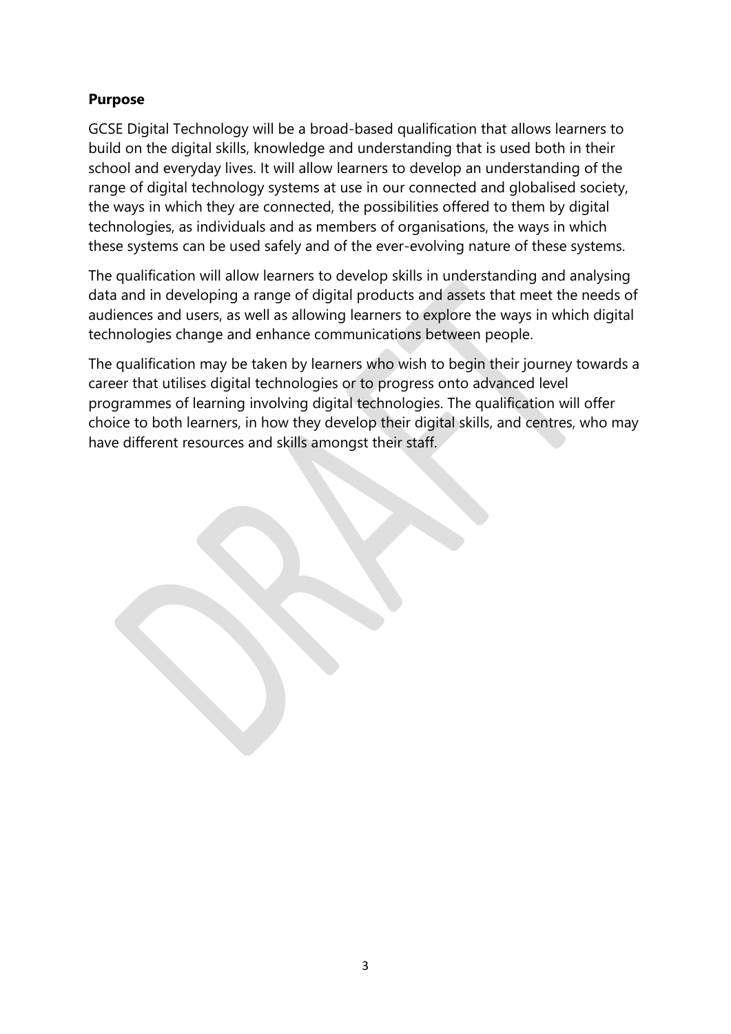**Purpose**

GCSE Digital Technology will be a broad-based qualification that allows learners to build on the digital skills, knowledge and understanding that is used both in their school and everyday lives. It will allow learners to develop an understanding of the range of digital technology systems at use in our connected and globalised society, the ways in which they are connected, the possibilities offered to them by digital technologies, as individuals and as members of organisations, the ways in which these systems can be used safely and of the ever-evolving nature of these systems.

The qualification will allow learners to develop skills in understanding and analysing data and in developing a range of digital products and assets that meet the needs of audiences and users, as well as allowing learners to explore the ways in which digital technologies change and enhance communications between people.

The qualification may be taken by learners who wish to begin their journey towards a career that utilises digital technologies or to progress onto advanced level programmes of learning involving digital technologies. The qualification will offer choice to both learners, in how they develop their digital skills, and centres, who may have different resources and skills amongst their staff.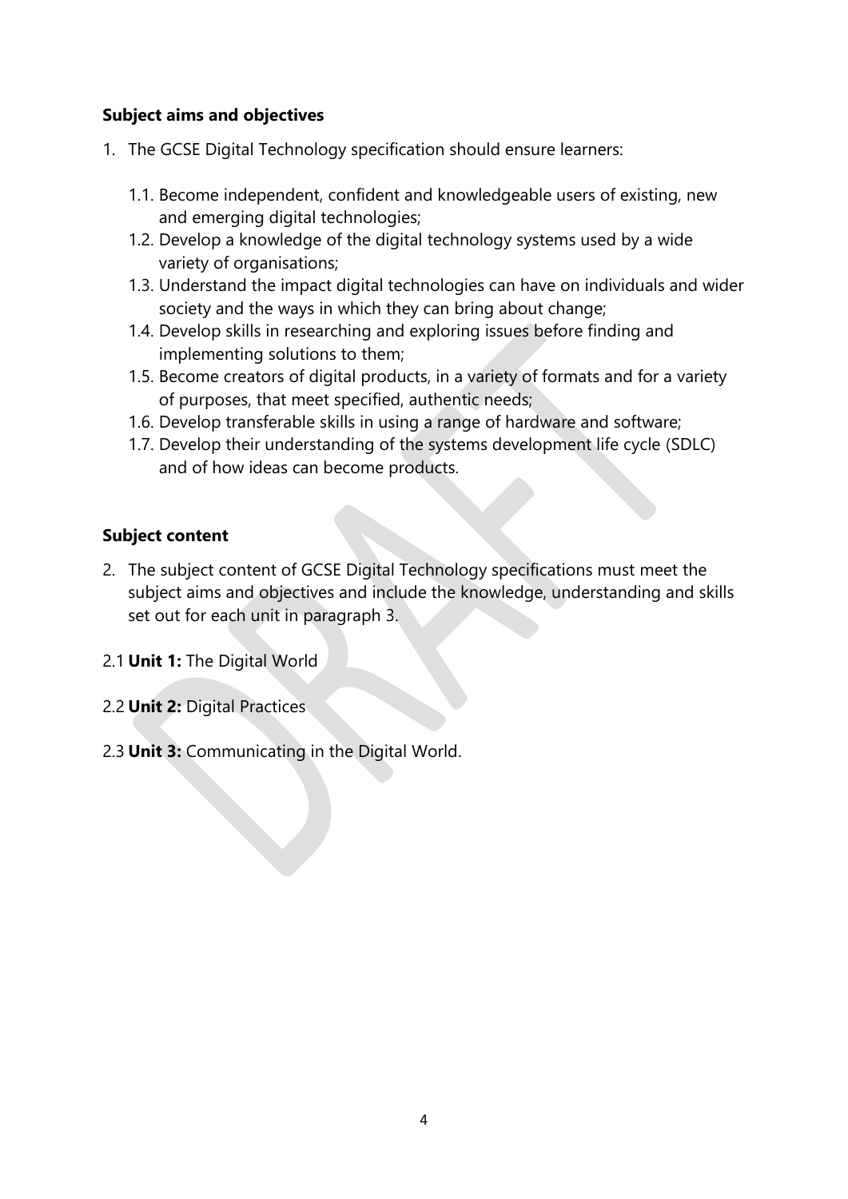## Subject aims and objectives

1. The GCSE Digital Technology specification should ensure learners:

   1.1. Become independent, confident and knowledgeable users of existing, new and emerging digital technologies;

   1.2. Develop a knowledge of the digital technology systems used by a wide variety of organisations;

   1.3. Understand the impact digital technologies can have on individuals and wider society and the ways in which they can bring about change;

   1.4. Develop skills in researching and exploring issues before finding and implementing solutions to them;

   1.5. Become creators of digital products, in a variety of formats and for a variety of purposes, that meet specified, authentic needs;

   1.6. Develop transferable skills in using a range of hardware and software;

   1.7. Develop their understanding of the systems development life cycle (SDLC) and of how ideas can become products.

## Subject content

2. The subject content of GCSE Digital Technology specifications must meet the subject aims and objectives and include the knowledge, understanding and skills set out for each unit in paragraph 3.

2.1 **Unit 1:** The Digital World

2.2 **Unit 2:** Digital Practices

2.3 **Unit 3:** Communicating in the Digital World.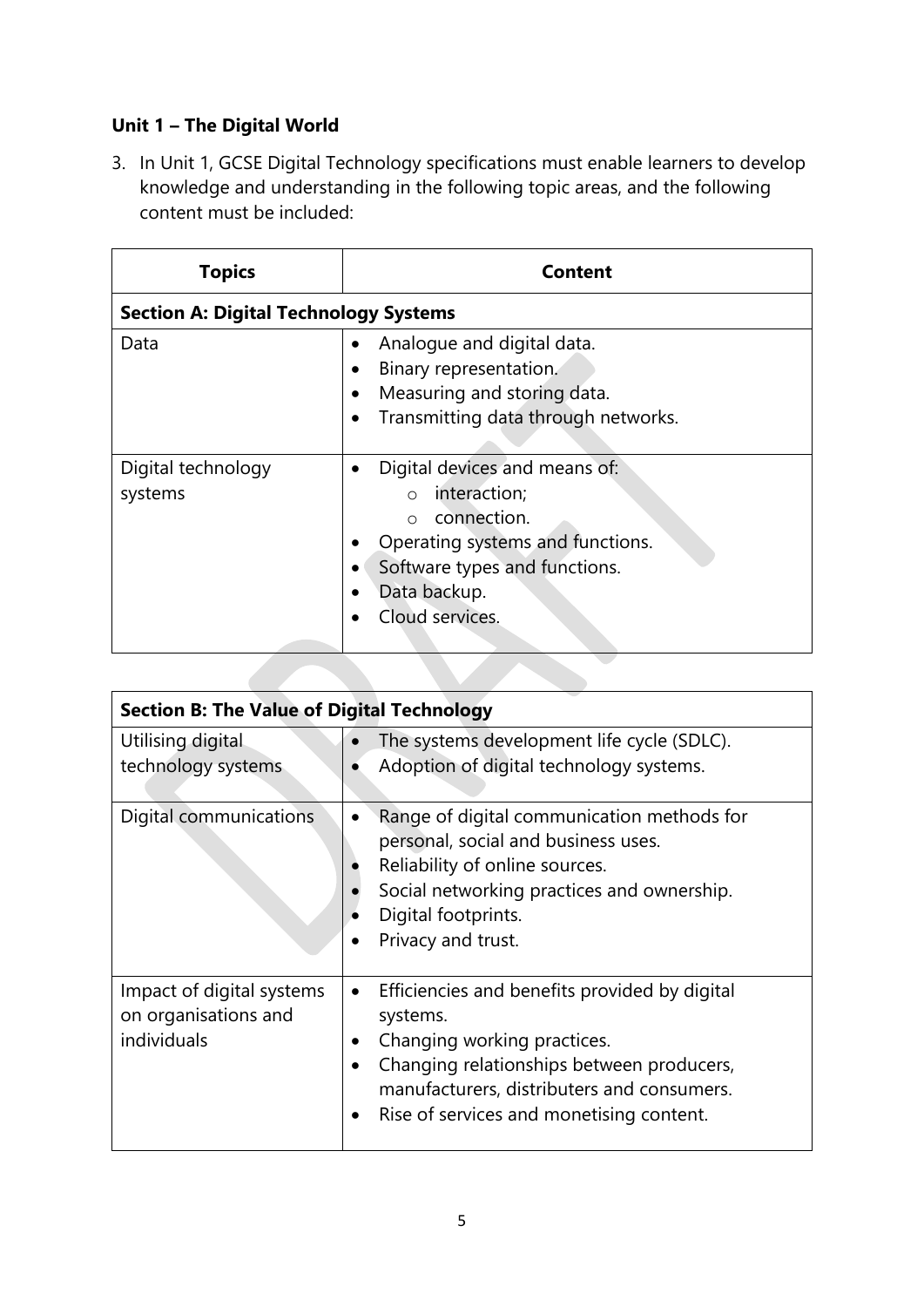### Unit 1 – The Digital World

3. In Unit 1, GCSE Digital Technology specifications must enable learners to develop knowledge and understanding in the following topic areas, and the following content must be included:

| Topics | Content |
|---|---|
| **Section A: Digital Technology Systems** | |
| Data | • Analogue and digital data.<br>• Binary representation.<br>• Measuring and storing data.<br>• Transmitting data through networks. |
| Digital technology systems | • Digital devices and means of:<br>  ○ interaction;<br>  ○ connection.<br>• Operating systems and functions.<br>• Software types and functions.<br>• Data backup.<br>• Cloud services. |

| **Section B: The Value of Digital Technology** | |
|---|---|
| Utilising digital technology systems | • The systems development life cycle (SDLC).<br>• Adoption of digital technology systems. |
| Digital communications | • Range of digital communication methods for personal, social and business uses.<br>• Reliability of online sources.<br>• Social networking practices and ownership.<br>• Digital footprints.<br>• Privacy and trust. |
| Impact of digital systems on organisations and individuals | • Efficiencies and benefits provided by digital systems.<br>• Changing working practices.<br>• Changing relationships between producers, manufacturers, distributers and consumers.<br>• Rise of services and monetising content. |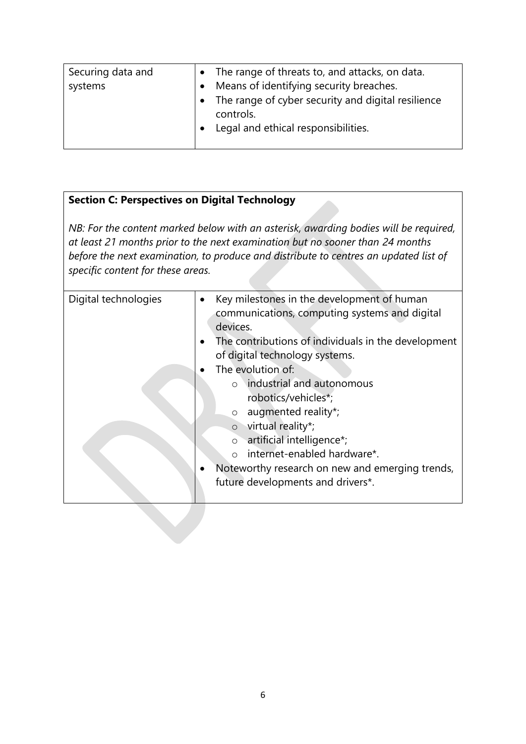| Securing data and systems | • The range of threats to, and attacks, on data.<br>• Means of identifying security breaches.<br>• The range of cyber security and digital resilience controls.<br>• Legal and ethical responsibilities. |
|---|---|

**Section C: Perspectives on Digital Technology**

*NB: For the content marked below with an asterisk, awarding bodies will be required, at least 21 months prior to the next examination but no sooner than 24 months before the next examination, to produce and distribute to centres an updated list of specific content for these areas.*

| Digital technologies | • Key milestones in the development of human communications, computing systems and digital devices.<br>• The contributions of individuals in the development of digital technology systems.<br>• The evolution of:<br>&nbsp;&nbsp;&nbsp;&nbsp;○ industrial and autonomous robotics/vehicles*;<br>&nbsp;&nbsp;&nbsp;&nbsp;○ augmented reality*;<br>&nbsp;&nbsp;&nbsp;&nbsp;○ virtual reality*;<br>&nbsp;&nbsp;&nbsp;&nbsp;○ artificial intelligence*;<br>&nbsp;&nbsp;&nbsp;&nbsp;○ internet-enabled hardware*.<br>• Noteworthy research on new and emerging trends, future developments and drivers*. |
|---|---|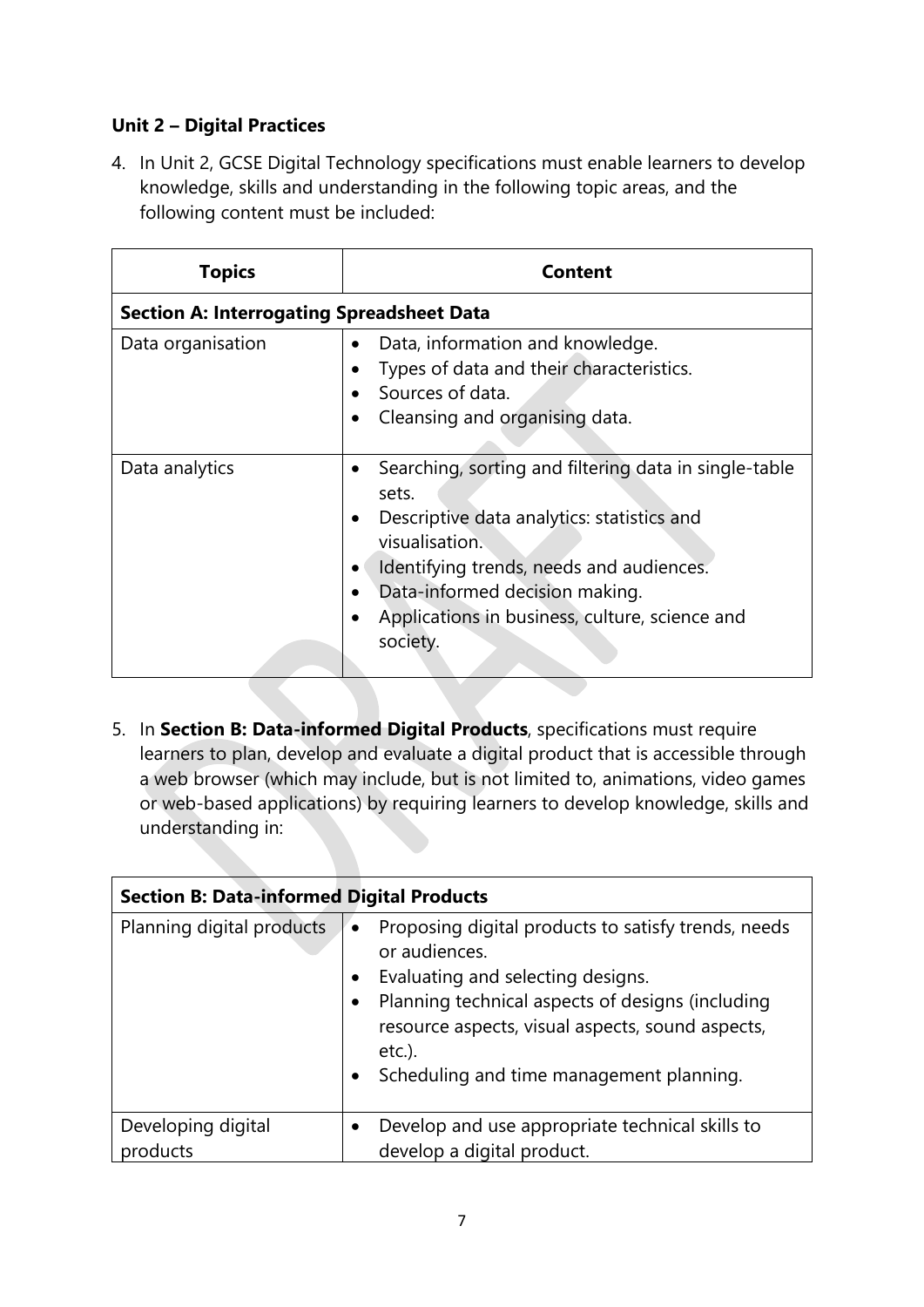**Unit 2 – Digital Practices**

4. In Unit 2, GCSE Digital Technology specifications must enable learners to develop knowledge, skills and understanding in the following topic areas, and the following content must be included:

| Topics | Content |
| --- | --- |
| **Section A: Interrogating Spreadsheet Data** | |
| Data organisation | • Data, information and knowledge.<br>• Types of data and their characteristics.<br>• Sources of data.<br>• Cleansing and organising data. |
| Data analytics | • Searching, sorting and filtering data in single-table sets.<br>• Descriptive data analytics: statistics and visualisation.<br>• Identifying trends, needs and audiences.<br>• Data-informed decision making.<br>• Applications in business, culture, science and society. |

5. In **Section B: Data-informed Digital Products**, specifications must require learners to plan, develop and evaluate a digital product that is accessible through a web browser (which may include, but is not limited to, animations, video games or web-based applications) by requiring learners to develop knowledge, skills and understanding in:

| **Section B: Data-informed Digital Products** | |
| --- | --- |
| Planning digital products | • Proposing digital products to satisfy trends, needs or audiences.<br>• Evaluating and selecting designs.<br>• Planning technical aspects of designs (including resource aspects, visual aspects, sound aspects, etc.).<br>• Scheduling and time management planning. |
| Developing digital products | • Develop and use appropriate technical skills to develop a digital product. |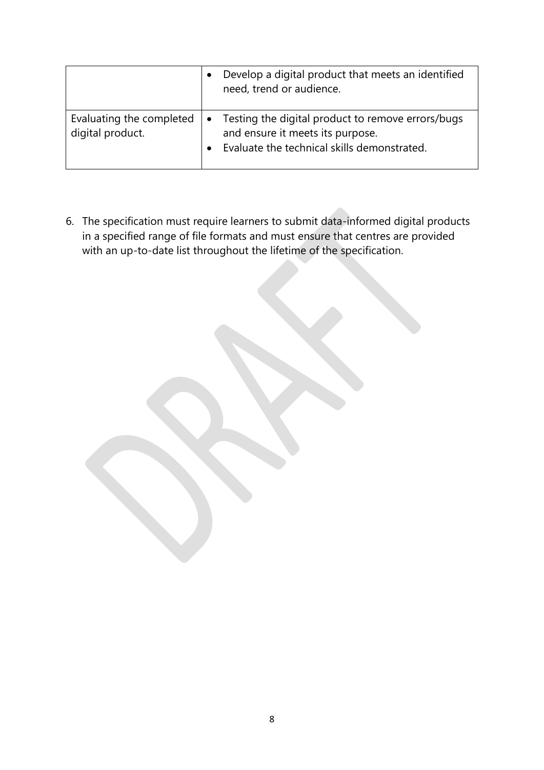| | |
|---|---|
| | • Develop a digital product that meets an identified need, trend or audience. |
| Evaluating the completed digital product. | • Testing the digital product to remove errors/bugs and ensure it meets its purpose.<br>• Evaluate the technical skills demonstrated. |

6. The specification must require learners to submit data-informed digital products in a specified range of file formats and must ensure that centres are provided with an up-to-date list throughout the lifetime of the specification.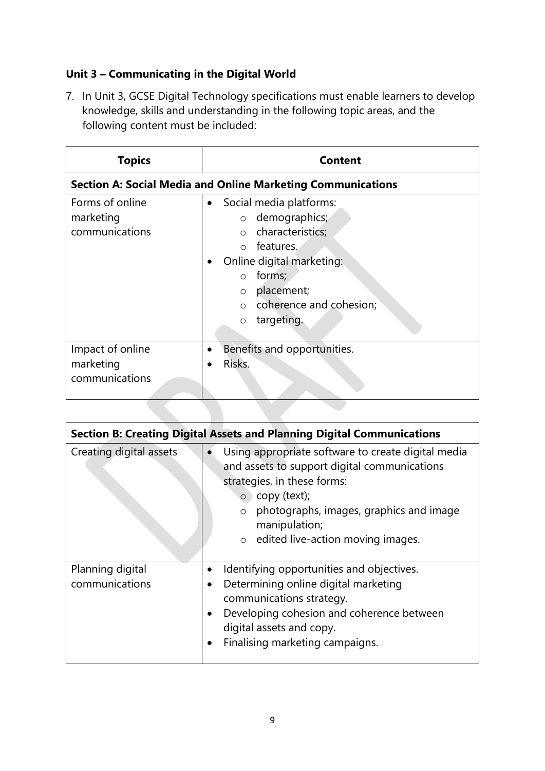**Unit 3 – Communicating in the Digital World**

7. In Unit 3, GCSE Digital Technology specifications must enable learners to develop knowledge, skills and understanding in the following topic areas, and the following content must be included:

| Topics | Content |
|---|---|
| **Section A: Social Media and Online Marketing Communications** | |
| Forms of online marketing communications | • Social media platforms:<br>○ demographics;<br>○ characteristics;<br>○ features.<br>• Online digital marketing:<br>○ forms;<br>○ placement;<br>○ coherence and cohesion;<br>○ targeting. |
| Impact of online marketing communications | • Benefits and opportunities.<br>• Risks. |

| **Section B: Creating Digital Assets and Planning Digital Communications** | |
|---|---|
| Creating digital assets | • Using appropriate software to create digital media and assets to support digital communications strategies, in these forms:<br>○ copy (text);<br>○ photographs, images, graphics and image manipulation;<br>○ edited live-action moving images. |
| Planning digital communications | • Identifying opportunities and objectives.<br>• Determining online digital marketing communications strategy.<br>• Developing cohesion and coherence between digital assets and copy.<br>• Finalising marketing campaigns. |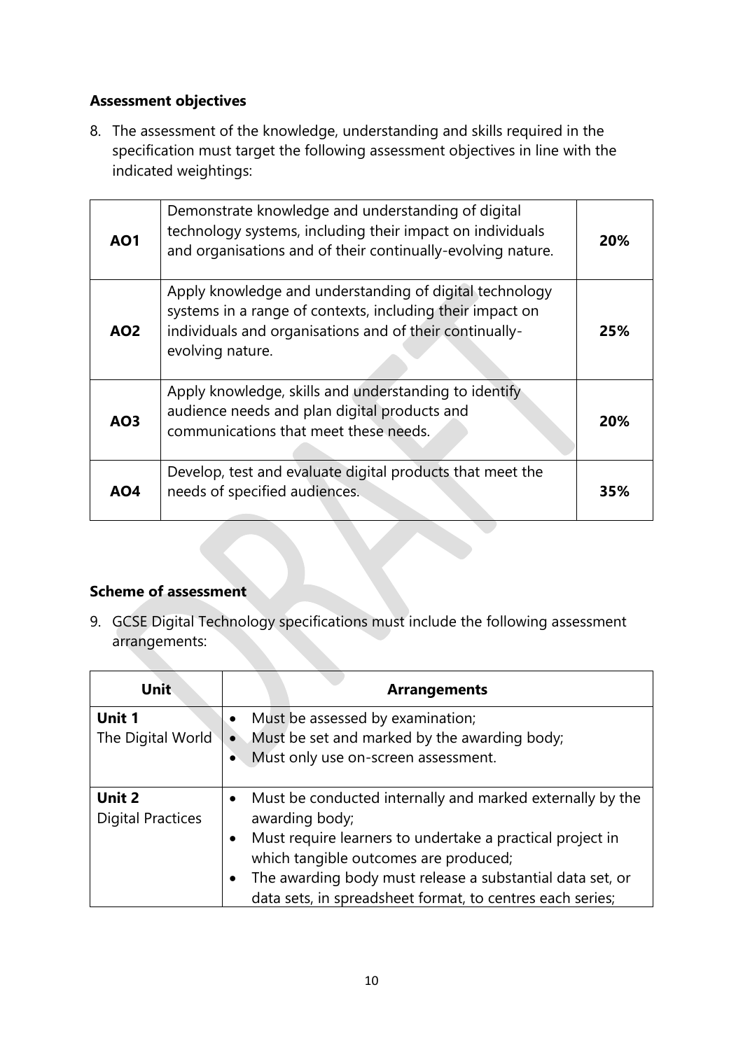### Assessment objectives

8. The assessment of the knowledge, understanding and skills required in the specification must target the following assessment objectives in line with the indicated weightings:

| | | |
|---|---|---|
| **AO1** | Demonstrate knowledge and understanding of digital technology systems, including their impact on individuals and organisations and of their continually-evolving nature. | **20%** |
| **AO2** | Apply knowledge and understanding of digital technology systems in a range of contexts, including their impact on individuals and organisations and of their continually-evolving nature. | **25%** |
| **AO3** | Apply knowledge, skills and understanding to identify audience needs and plan digital products and communications that meet these needs. | **20%** |
| **AO4** | Develop, test and evaluate digital products that meet the needs of specified audiences. | **35%** |

### Scheme of assessment

9. GCSE Digital Technology specifications must include the following assessment arrangements:

| Unit | Arrangements |
|---|---|
| **Unit 1** The Digital World | • Must be assessed by examination; • Must be set and marked by the awarding body; • Must only use on-screen assessment. |
| **Unit 2** Digital Practices | • Must be conducted internally and marked externally by the awarding body; • Must require learners to undertake a practical project in which tangible outcomes are produced; • The awarding body must release a substantial data set, or data sets, in spreadsheet format, to centres each series; |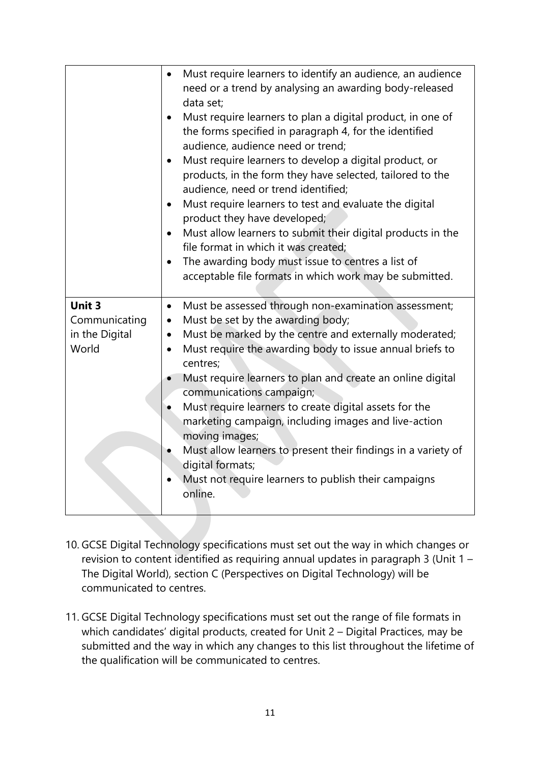| | |
|---|---|
| | • Must require learners to identify an audience, an audience need or a trend by analysing an awarding body-released data set;<br>• Must require learners to plan a digital product, in one of the forms specified in paragraph 4, for the identified audience, audience need or trend;<br>• Must require learners to develop a digital product, or products, in the form they have selected, tailored to the audience, need or trend identified;<br>• Must require learners to test and evaluate the digital product they have developed;<br>• Must allow learners to submit their digital products in the file format in which it was created;<br>• The awarding body must issue to centres a list of acceptable file formats in which work may be submitted. |
| **Unit 3** Communicating in the Digital World | • Must be assessed through non-examination assessment;<br>• Must be set by the awarding body;<br>• Must be marked by the centre and externally moderated;<br>• Must require the awarding body to issue annual briefs to centres;<br>• Must require learners to plan and create an online digital communications campaign;<br>• Must require learners to create digital assets for the marketing campaign, including images and live-action moving images;<br>• Must allow learners to present their findings in a variety of digital formats;<br>• Must not require learners to publish their campaigns online. |

10. GCSE Digital Technology specifications must set out the way in which changes or revision to content identified as requiring annual updates in paragraph 3 (Unit 1 – The Digital World), section C (Perspectives on Digital Technology) will be communicated to centres.

11. GCSE Digital Technology specifications must set out the range of file formats in which candidates' digital products, created for Unit 2 – Digital Practices, may be submitted and the way in which any changes to this list throughout the lifetime of the qualification will be communicated to centres.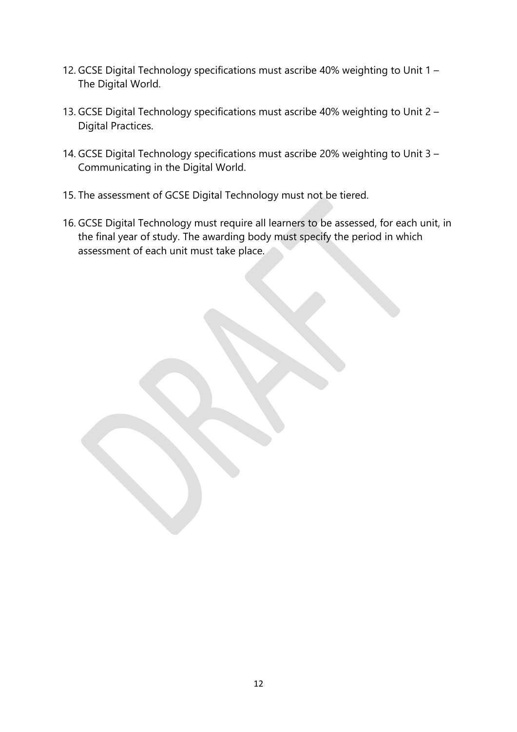12. GCSE Digital Technology specifications must ascribe 40% weighting to Unit 1 – The Digital World.

13. GCSE Digital Technology specifications must ascribe 40% weighting to Unit 2 – Digital Practices.

14. GCSE Digital Technology specifications must ascribe 20% weighting to Unit 3 – Communicating in the Digital World.

15. The assessment of GCSE Digital Technology must not be tiered.

16. GCSE Digital Technology must require all learners to be assessed, for each unit, in the final year of study. The awarding body must specify the period in which assessment of each unit must take place.